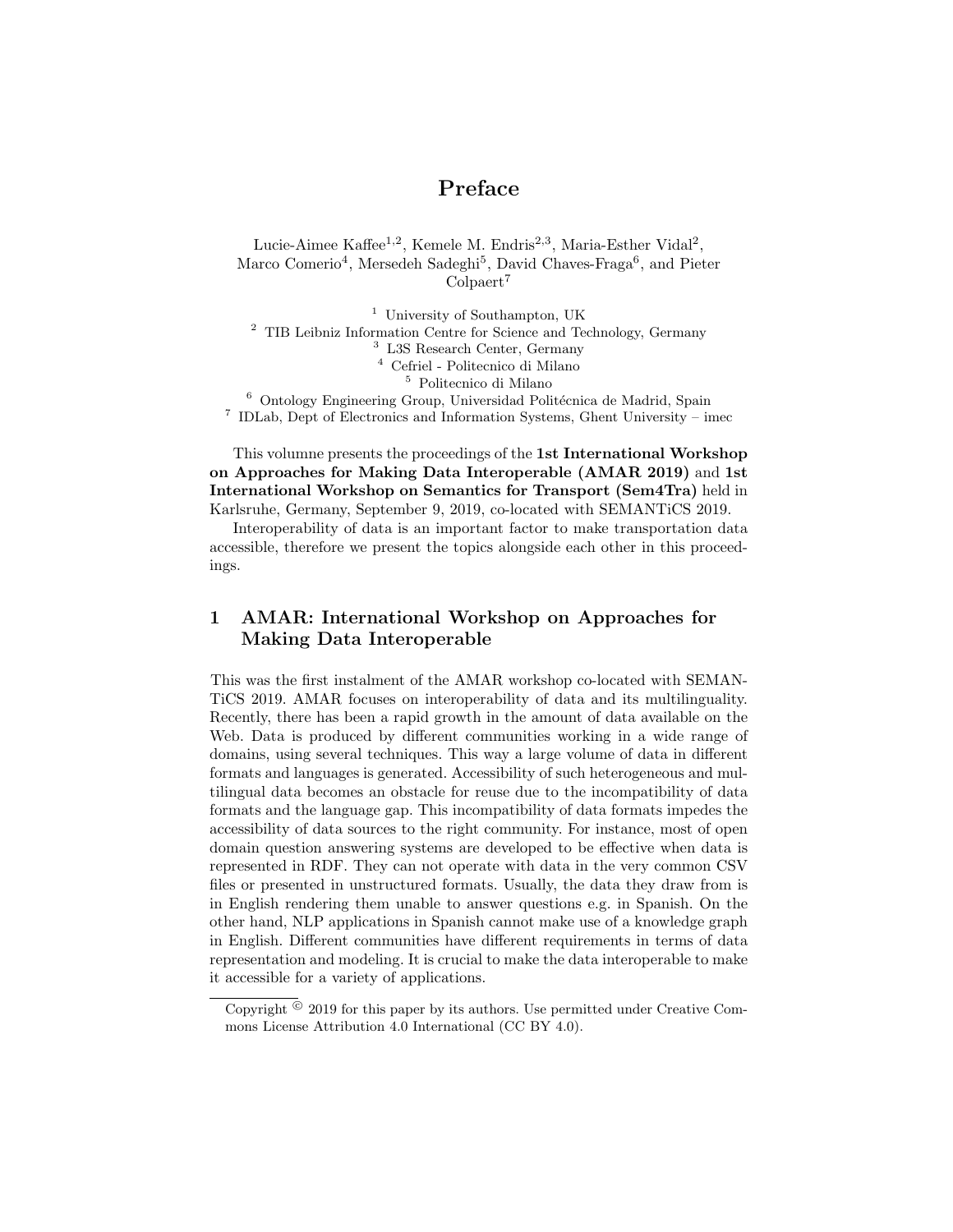# Preface

Lucie-Aimee Kaffee[1,2], Kemele M. Endris[2,3], Maria-Esther Vidal[2], Marco Comerio[4], Mersedeh Sadeghi[5], David Chaves-Fraga[6], and Pieter Colpaert[7]

[1] University of Southampton, UK
[2] TIB Leibniz Information Centre for Science and Technology, Germany
[3] L3S Research Center, Germany
[4] Cefriel - Politecnico di Milano
[5] Politecnico di Milano
[6] Ontology Engineering Group, Universidad Politécnica de Madrid, Spain
[7] IDLab, Dept of Electronics and Information Systems, Ghent University – imec

This volumne presents the proceedings of the **1st International Workshop on Approaches for Making Data Interoperable (AMAR 2019)** and **1st International Workshop on Semantics for Transport (Sem4Tra)** held in Karlsruhe, Germany, September 9, 2019, co-located with SEMANTiCS 2019.

Interoperability of data is an important factor to make transportation data accessible, therefore we present the topics alongside each other in this proceedings.

## 1 AMAR: International Workshop on Approaches for Making Data Interoperable

This was the first instalment of the AMAR workshop co-located with SEMANTiCS 2019. AMAR focuses on interoperability of data and its multilinguality. Recently, there has been a rapid growth in the amount of data available on the Web. Data is produced by different communities working in a wide range of domains, using several techniques. This way a large volume of data in different formats and languages is generated. Accessibility of such heterogeneous and multilingual data becomes an obstacle for reuse due to the incompatibility of data formats and the language gap. This incompatibility of data formats impedes the accessibility of data sources to the right community. For instance, most of open domain question answering systems are developed to be effective when data is represented in RDF. They can not operate with data in the very common CSV files or presented in unstructured formats. Usually, the data they draw from is in English rendering them unable to answer questions e.g. in Spanish. On the other hand, NLP applications in Spanish cannot make use of a knowledge graph in English. Different communities have different requirements in terms of data representation and modeling. It is crucial to make the data interoperable to make it accessible for a variety of applications.

Copyright © 2019 for this paper by its authors. Use permitted under Creative Commons License Attribution 4.0 International (CC BY 4.0).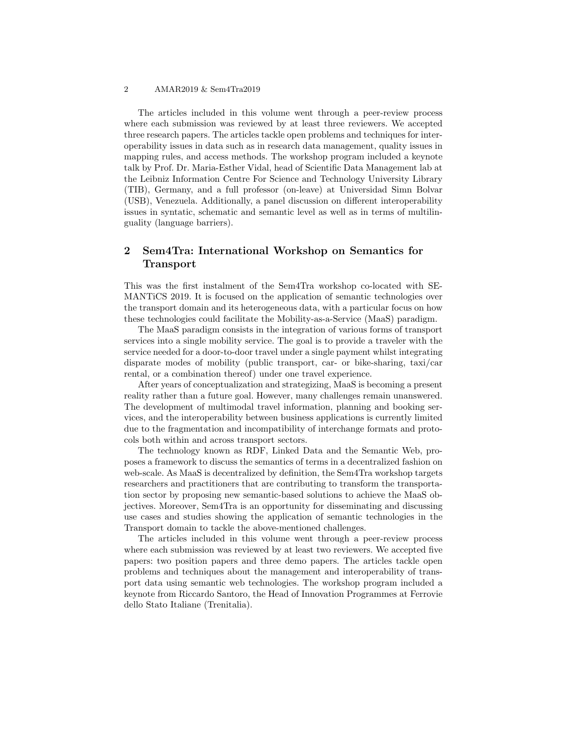The articles included in this volume went through a peer-review process where each submission was reviewed by at least three reviewers. We accepted three research papers. The articles tackle open problems and techniques for interoperability issues in data such as in research data management, quality issues in mapping rules, and access methods. The workshop program included a keynote talk by Prof. Dr. Maria-Esther Vidal, head of Scientific Data Management lab at the Leibniz Information Centre For Science and Technology University Library (TIB), Germany, and a full professor (on-leave) at Universidad Simn Bolvar (USB), Venezuela. Additionally, a panel discussion on different interoperability issues in syntatic, schematic and semantic level as well as in terms of multilinguality (language barriers).

## 2 Sem4Tra: International Workshop on Semantics for Transport

This was the first instalment of the Sem4Tra workshop co-located with SEMANTiCS 2019. It is focused on the application of semantic technologies over the transport domain and its heterogeneous data, with a particular focus on how these technologies could facilitate the Mobility-as-a-Service (MaaS) paradigm.

The MaaS paradigm consists in the integration of various forms of transport services into a single mobility service. The goal is to provide a traveler with the service needed for a door-to-door travel under a single payment whilst integrating disparate modes of mobility (public transport, car- or bike-sharing, taxi/car rental, or a combination thereof) under one travel experience.

After years of conceptualization and strategizing, MaaS is becoming a present reality rather than a future goal. However, many challenges remain unanswered. The development of multimodal travel information, planning and booking services, and the interoperability between business applications is currently limited due to the fragmentation and incompatibility of interchange formats and protocols both within and across transport sectors.

The technology known as RDF, Linked Data and the Semantic Web, proposes a framework to discuss the semantics of terms in a decentralized fashion on web-scale. As MaaS is decentralized by definition, the Sem4Tra workshop targets researchers and practitioners that are contributing to transform the transportation sector by proposing new semantic-based solutions to achieve the MaaS objectives. Moreover, Sem4Tra is an opportunity for disseminating and discussing use cases and studies showing the application of semantic technologies in the Transport domain to tackle the above-mentioned challenges.

The articles included in this volume went through a peer-review process where each submission was reviewed by at least two reviewers. We accepted five papers: two position papers and three demo papers. The articles tackle open problems and techniques about the management and interoperability of transport data using semantic web technologies. The workshop program included a keynote from Riccardo Santoro, the Head of Innovation Programmes at Ferrovie dello Stato Italiane (Trenitalia).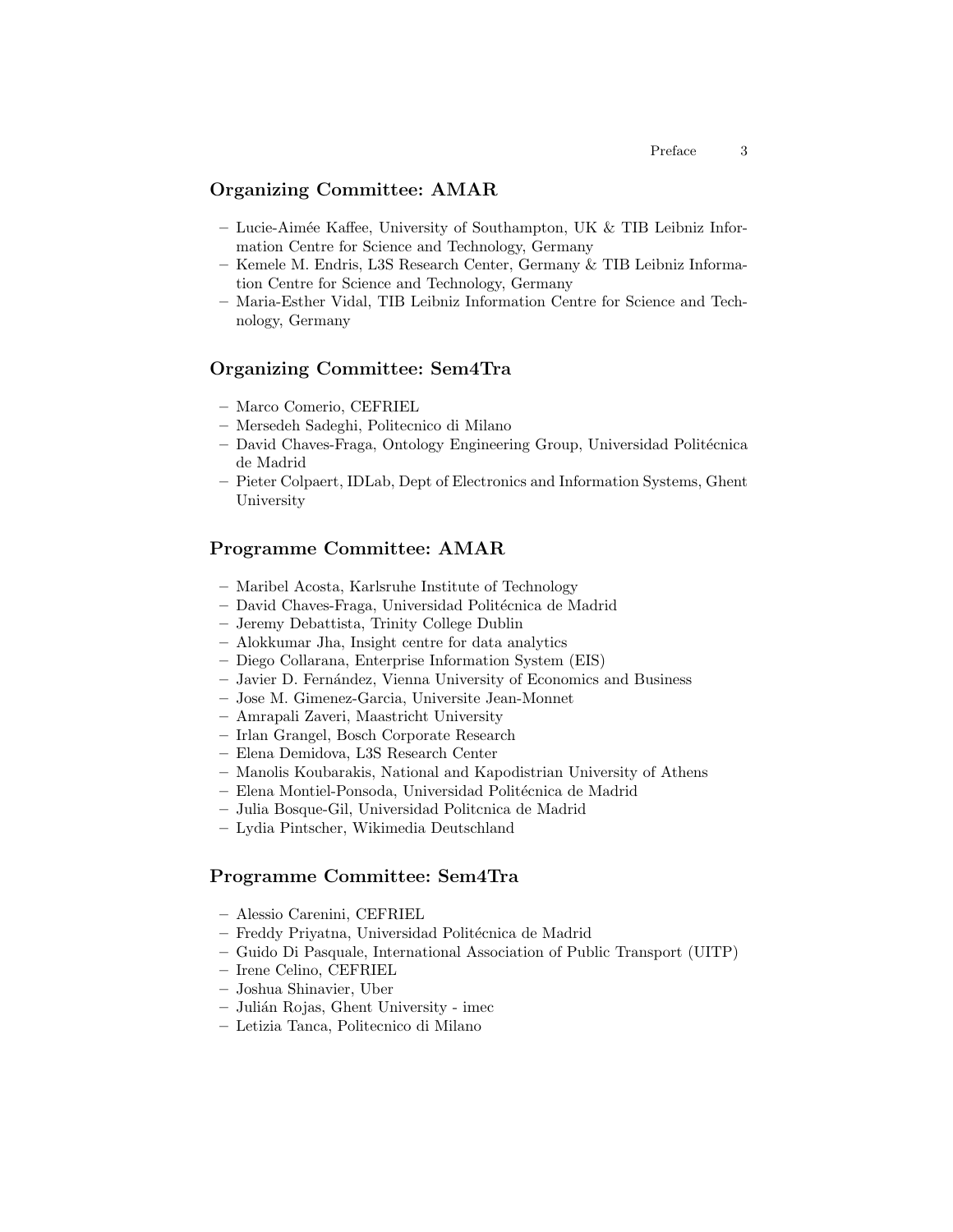## Organizing Committee: AMAR

- Lucie-Aimée Kaffee, University of Southampton, UK & TIB Leibniz Information Centre for Science and Technology, Germany
- Kemele M. Endris, L3S Research Center, Germany & TIB Leibniz Information Centre for Science and Technology, Germany
- Maria-Esther Vidal, TIB Leibniz Information Centre for Science and Technology, Germany

## Organizing Committee: Sem4Tra

- Marco Comerio, CEFRIEL
- Mersedeh Sadeghi, Politecnico di Milano
- David Chaves-Fraga, Ontology Engineering Group, Universidad Politécnica de Madrid
- Pieter Colpaert, IDLab, Dept of Electronics and Information Systems, Ghent University

## Programme Committee: AMAR

- Maribel Acosta, Karlsruhe Institute of Technology
- David Chaves-Fraga, Universidad Politécnica de Madrid
- Jeremy Debattista, Trinity College Dublin
- Alokkumar Jha, Insight centre for data analytics
- Diego Collarana, Enterprise Information System (EIS)
- Javier D. Fernández, Vienna University of Economics and Business
- Jose M. Gimenez-Garcia, Universite Jean-Monnet
- Amrapali Zaveri, Maastricht University
- Irlan Grangel, Bosch Corporate Research
- Elena Demidova, L3S Research Center
- Manolis Koubarakis, National and Kapodistrian University of Athens
- Elena Montiel-Ponsoda, Universidad Politécnica de Madrid
- Julia Bosque-Gil, Universidad Politcnica de Madrid
- Lydia Pintscher, Wikimedia Deutschland

## Programme Committee: Sem4Tra

- Alessio Carenini, CEFRIEL
- Freddy Priyatna, Universidad Politécnica de Madrid
- Guido Di Pasquale, International Association of Public Transport (UITP)
- Irene Celino, CEFRIEL
- Joshua Shinavier, Uber
- Julián Rojas, Ghent University - imec
- Letizia Tanca, Politecnico di Milano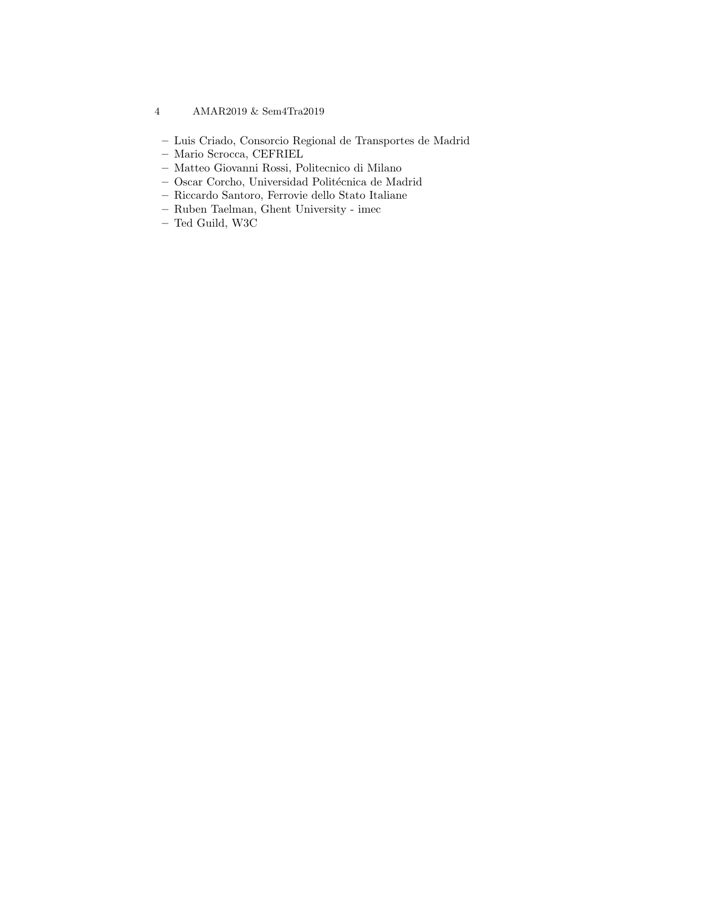- Luis Criado, Consorcio Regional de Transportes de Madrid
- Mario Scrocca, CEFRIEL
- Matteo Giovanni Rossi, Politecnico di Milano
- Oscar Corcho, Universidad Politécnica de Madrid
- Riccardo Santoro, Ferrovie dello Stato Italiane
- Ruben Taelman, Ghent University - imec
- Ted Guild, W3C